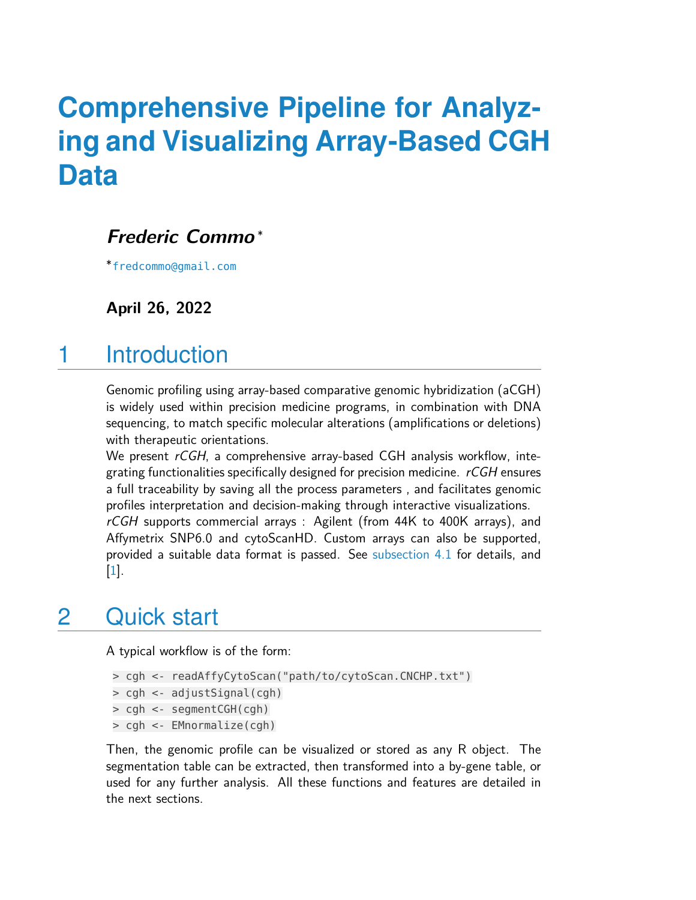# Comprehensive Pipeline for Analyzing and Visualizing Array-Based CGH Data

***Frederic Commo*** *

*fredcommo@gmail.com

**April 26, 2022**

## 1 Introduction

Genomic profiling using array-based comparative genomic hybridization (aCGH) is widely used within precision medicine programs, in combination with DNA sequencing, to match specific molecular alterations (amplifications or deletions) with therapeutic orientations.

We present *rCGH*, a comprehensive array-based CGH analysis workflow, integrating functionalities specifically designed for precision medicine. *rCGH* ensures a full traceability by saving all the process parameters , and facilitates genomic profiles interpretation and decision-making through interactive visualizations.

*rCGH* supports commercial arrays : Agilent (from 44K to 400K arrays), and Affymetrix SNP6.0 and cytoScanHD. Custom arrays can also be supported, provided a suitable data format is passed. See subsection 4.1 for details, and [1].

## 2 Quick start

A typical workflow is of the form:

```
> cgh <- readAffyCytoScan("path/to/cytoScan.CNCHP.txt")
> cgh <- adjustSignal(cgh)
> cgh <- segmentCGH(cgh)
> cgh <- EMnormalize(cgh)
```

Then, the genomic profile can be visualized or stored as any R object. The segmentation table can be extracted, then transformed into a by-gene table, or used for any further analysis. All these functions and features are detailed in the next sections.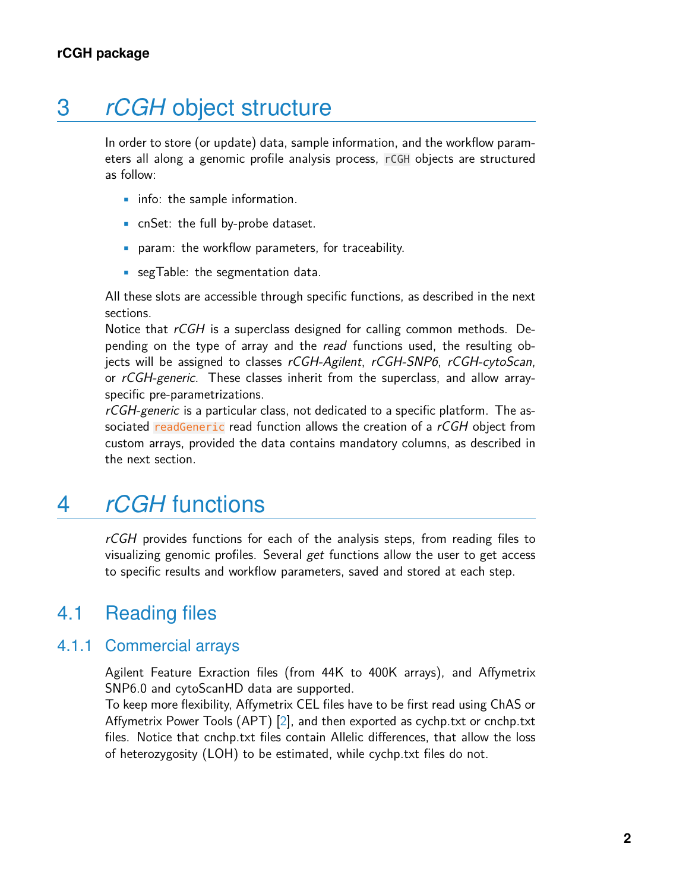# 3 *rCGH* object structure

In order to store (or update) data, sample information, and the workflow parameters all along a genomic profile analysis process, `rCGH` objects are structured as follow:

- info: the sample information.
- cnSet: the full by-probe dataset.
- param: the workflow parameters, for traceability.
- segTable: the segmentation data.

All these slots are accessible through specific functions, as described in the next sections.
Notice that *rCGH* is a superclass designed for calling common methods. Depending on the type of array and the *read* functions used, the resulting objects will be assigned to classes *rCGH-Agilent*, *rCGH-SNP6*, *rCGH-cytoScan*, or *rCGH-generic*. These classes inherit from the superclass, and allow array-specific pre-parametrizations.
*rCGH-generic* is a particular class, not dedicated to a specific platform. The associated `readGeneric` read function allows the creation of a *rCGH* object from custom arrays, provided the data contains mandatory columns, as described in the next section.

# 4 *rCGH* functions

*rCGH* provides functions for each of the analysis steps, from reading files to visualizing genomic profiles. Several *get* functions allow the user to get access to specific results and workflow parameters, saved and stored at each step.

## 4.1 Reading files

### 4.1.1 Commercial arrays

Agilent Feature Exraction files (from 44K to 400K arrays), and Affymetrix SNP6.0 and cytoScanHD data are supported.
To keep more flexibility, Affymetrix CEL files have to be first read using ChAS or Affymetrix Power Tools (APT) [2], and then exported as cychp.txt or cnchp.txt files. Notice that cnchp.txt files contain Allelic differences, that allow the loss of heterozygosity (LOH) to be estimated, while cychp.txt files do not.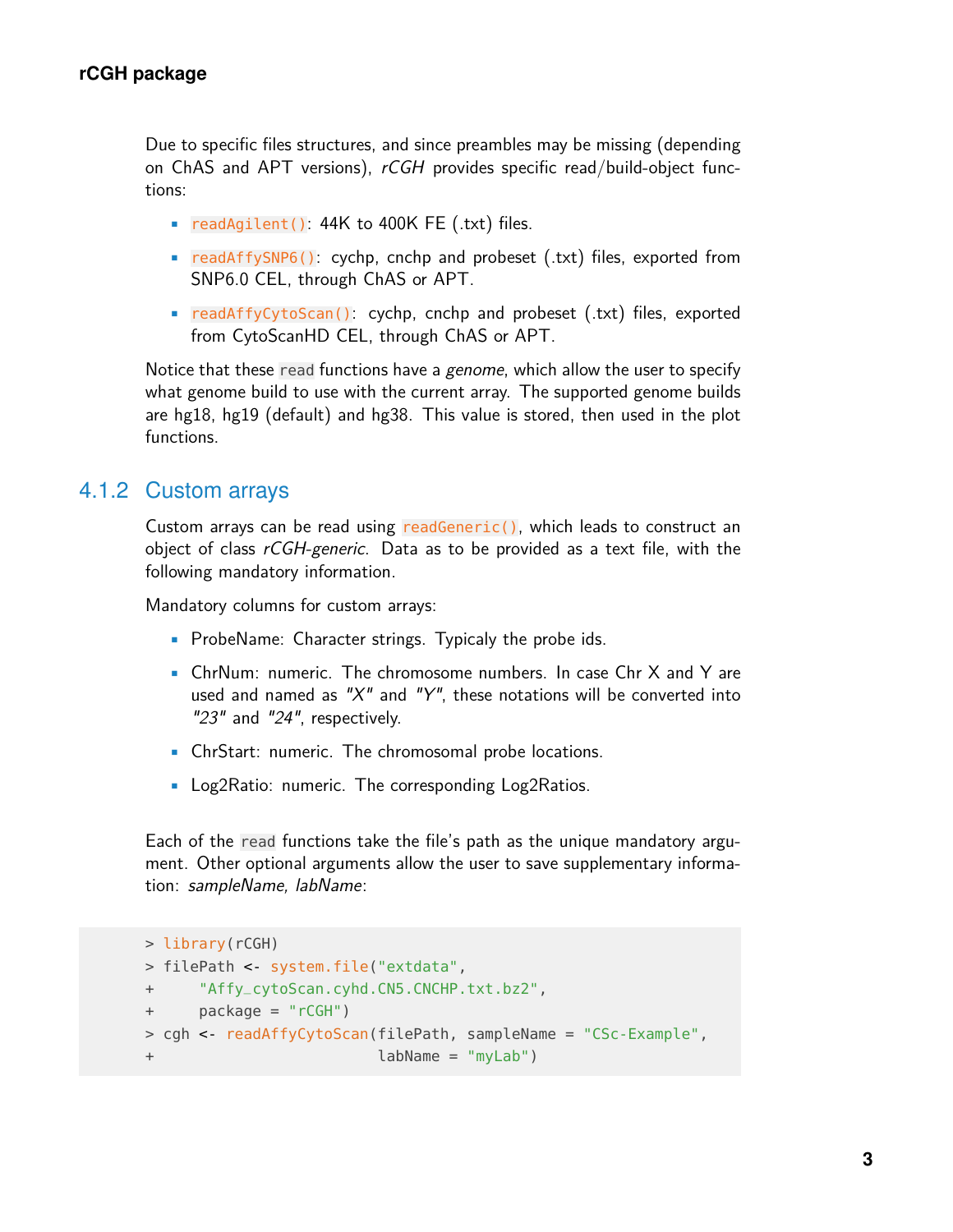Due to specific files structures, and since preambles may be missing (depending on ChAS and APT versions), *rCGH* provides specific read/build-object functions:

- `readAgilent()`: 44K to 400K FE (.txt) files.
- `readAffySNP6()`: cychp, cnchp and probeset (.txt) files, exported from SNP6.0 CEL, through ChAS or APT.
- `readAffyCytoScan()`: cychp, cnchp and probeset (.txt) files, exported from CytoScanHD CEL, through ChAS or APT.

Notice that these `read` functions have a *genome*, which allow the user to specify what genome build to use with the current array. The supported genome builds are hg18, hg19 (default) and hg38. This value is stored, then used in the plot functions.

### 4.1.2 Custom arrays

Custom arrays can be read using `readGeneric()`, which leads to construct an object of class *rCGH-generic*. Data as to be provided as a text file, with the following mandatory information.

Mandatory columns for custom arrays:

- ProbeName: Character strings. Typicaly the probe ids.
- ChrNum: numeric. The chromosome numbers. In case Chr X and Y are used and named as *"X"* and *"Y"*, these notations will be converted into *"23"* and *"24"*, respectively.
- ChrStart: numeric. The chromosomal probe locations.
- Log2Ratio: numeric. The corresponding Log2Ratios.

Each of the `read` functions take the file's path as the unique mandatory argument. Other optional arguments allow the user to save supplementary information: *sampleName, labName*:

```
> library(rCGH)
> filePath <- system.file("extdata",
+     "Affy_cytoScan.cyhd.CN5.CNCHP.txt.bz2",
+     package = "rCGH")
> cgh <- readAffyCytoScan(filePath, sampleName = "CSc-Example",
+                         labName = "myLab")
```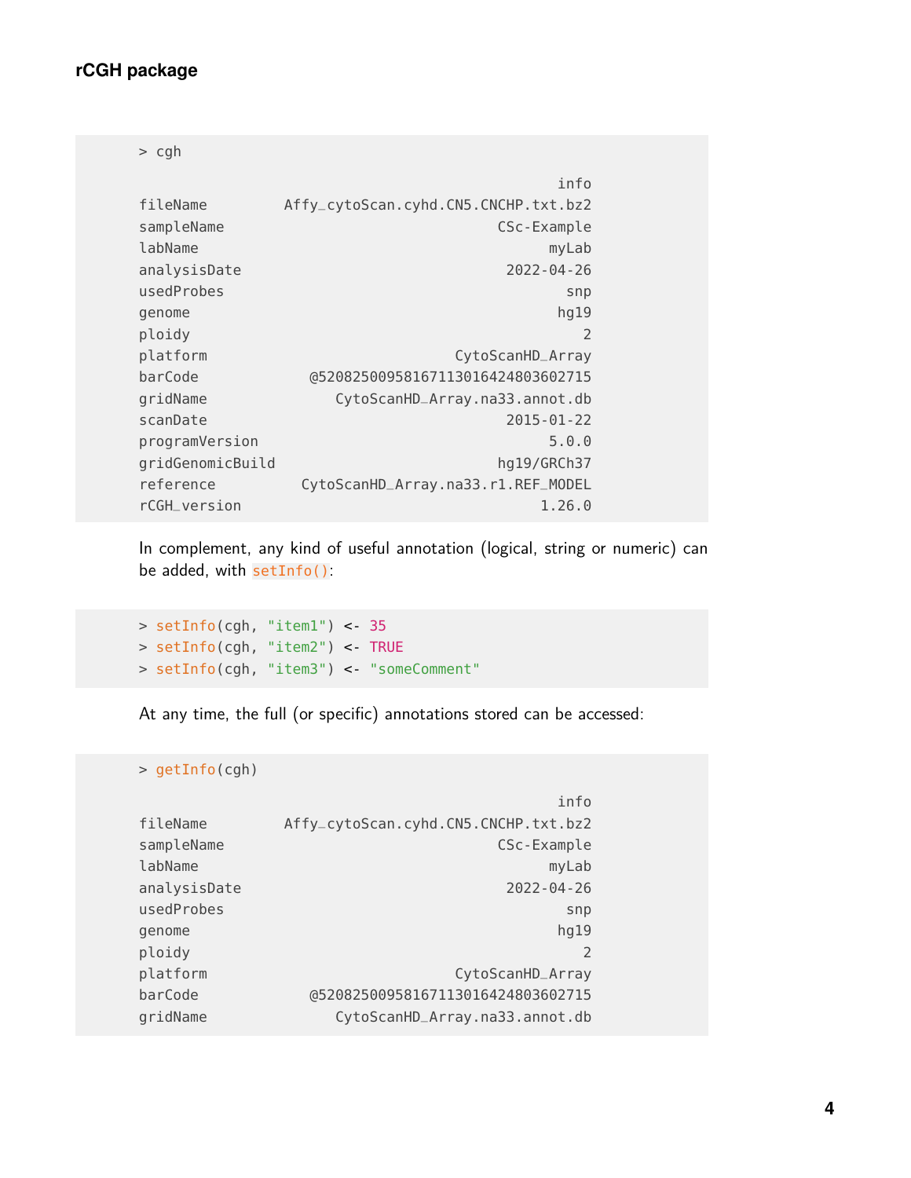```
> cgh
                                                    info
fileName        Affy_cytoScan.cyhd.CN5.CNCHP.txt.bz2
sampleName                                   CSc-Example
labName                                            myLab
analysisDate                                  2022-04-26
usedProbes                                           snp
genome                                              hg19
ploidy                                                 2
platform                                 CytoScanHD_Array
barCode            @52082500958167113016424803602715
gridName                  CytoScanHD_Array.na33.annot.db
scanDate                                      2015-01-22
programVersion                                     5.0.0
gridGenomicBuild                             hg19/GRCh37
reference          CytoScanHD_Array.na33.r1.REF_MODEL
rCGH_version                                      1.26.0
```

In complement, any kind of useful annotation (logical, string or numeric) can be added, with `setInfo()`:

```
> setInfo(cgh, "item1") <- 35
> setInfo(cgh, "item2") <- TRUE
> setInfo(cgh, "item3") <- "someComment"
```

At any time, the full (or specific) annotations stored can be accessed:

```
> getInfo(cgh)
                                                    info
fileName        Affy_cytoScan.cyhd.CN5.CNCHP.txt.bz2
sampleName                                   CSc-Example
labName                                            myLab
analysisDate                                  2022-04-26
usedProbes                                           snp
genome                                              hg19
ploidy                                                 2
platform                                 CytoScanHD_Array
barCode            @52082500958167113016424803602715
gridName                  CytoScanHD_Array.na33.annot.db
```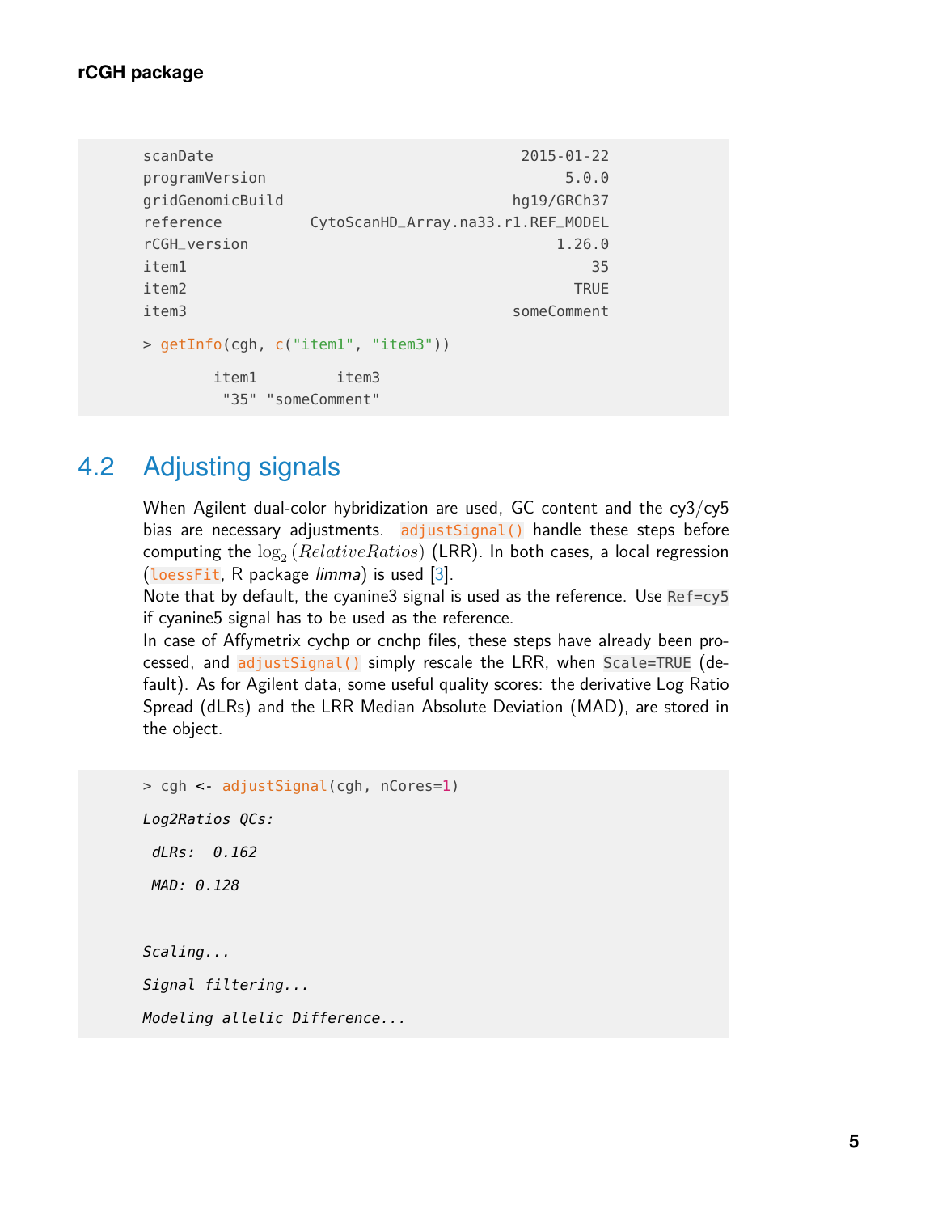```
scanDate                                           2015-01-22
programVersion                                          5.0.0
gridGenomicBuild                                  hg19/GRCh37
reference          CytoScanHD_Array.na33.r1.REF_MODEL
rCGH_version                                           1.26.0
item1                                                      35
item2                                                    TRUE
item3                                             someComment

> getInfo(cgh, c("item1", "item3"))

        item1         item3
         "35" "someComment"
```

## 4.2 Adjusting signals

When Agilent dual-color hybridization are used, GC content and the cy3/cy5 bias are necessary adjustments. `adjustSignal()` handle these steps before computing the $\log_2(RelativeRatios)$ (LRR). In both cases, a local regression (`loessFit`, R package *limma*) is used [3].
Note that by default, the cyanine3 signal is used as the reference. Use `Ref=cy5` if cyanine5 signal has to be used as the reference.
In case of Affymetrix cychp or cnchp files, these steps have already been processed, and `adjustSignal()` simply rescale the LRR, when `Scale=TRUE` (default). As for Agilent data, some useful quality scores: the derivative Log Ratio Spread (dLRs) and the LRR Median Absolute Deviation (MAD), are stored in the object.

```
> cgh <- adjustSignal(cgh, nCores=1)

Log2Ratios QCs:

 dLRs:  0.162

 MAD: 0.128


Scaling...

Signal filtering...

Modeling allelic Difference...
```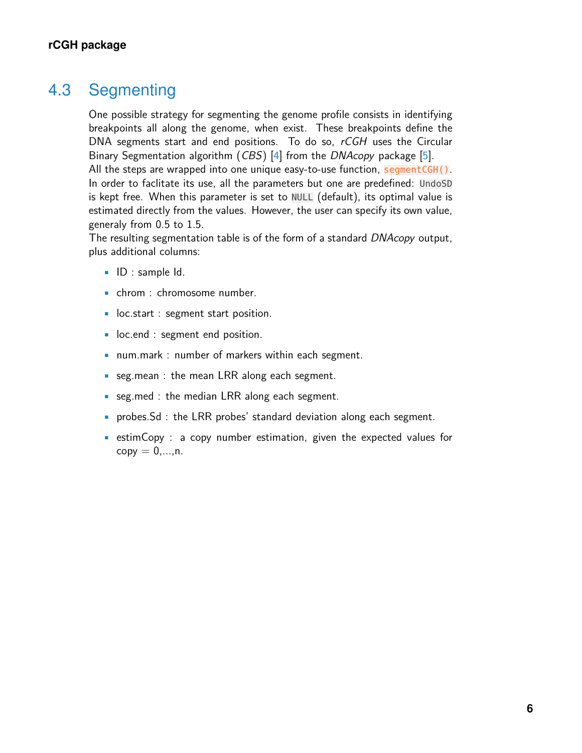## 4.3 Segmenting

One possible strategy for segmenting the genome profile consists in identifying breakpoints all along the genome, when exist. These breakpoints define the DNA segments start and end positions. To do so, *rCGH* uses the Circular Binary Segmentation algorithm (*CBS*) [4] from the *DNAcopy* package [5].
All the steps are wrapped into one unique easy-to-use function, `segmentCGH()`.
In order to faclitate its use, all the parameters but one are predefined: `UndoSD` is kept free. When this parameter is set to `NULL` (default), its optimal value is estimated directly from the values. However, the user can specify its own value, generaly from 0.5 to 1.5.
The resulting segmentation table is of the form of a standard *DNAcopy* output, plus additional columns:

- ID : sample Id.
- chrom : chromosome number.
- loc.start : segment start position.
- loc.end : segment end position.
- num.mark : number of markers within each segment.
- seg.mean : the mean LRR along each segment.
- seg.med : the median LRR along each segment.
- probes.Sd : the LRR probes' standard deviation along each segment.
- estimCopy : a copy number estimation, given the expected values for copy = 0,...,n.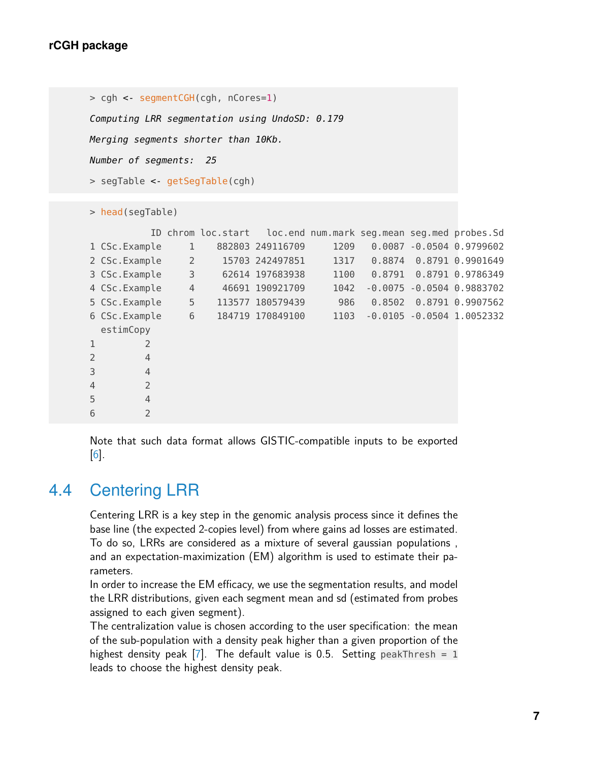```
> cgh <- segmentCGH(cgh, nCores=1)

Computing LRR segmentation using UndoSD: 0.179

Merging segments shorter than 10Kb.

Number of segments:  25

> segTable <- getSegTable(cgh)
```

```
> head(segTable)

           ID chrom loc.start   loc.end num.mark seg.mean seg.med probes.Sd
1 CSc.Example     1    882803 249116709     1209   0.0087 -0.0504 0.9799602
2 CSc.Example     2     15703 242497851     1317   0.8874  0.8791 0.9901649
3 CSc.Example     3     62614 197683938     1100   0.8791  0.8791 0.9786349
4 CSc.Example     4     46691 190921709     1042  -0.0075 -0.0504 0.9883702
5 CSc.Example     5    113577 180579439      986   0.8502  0.8791 0.9907562
6 CSc.Example     6    184719 170849100     1103  -0.0105 -0.0504 1.0052332
  estimCopy
1         2
2         4
3         4
4         2
5         4
6         2
```

Note that such data format allows GISTIC-compatible inputs to be exported [6].

## 4.4 Centering LRR

Centering LRR is a key step in the genomic analysis process since it defines the base line (the expected 2-copies level) from where gains ad losses are estimated. To do so, LRRs are considered as a mixture of several gaussian populations , and an expectation-maximization (EM) algorithm is used to estimate their parameters.
In order to increase the EM efficacy, we use the segmentation results, and model the LRR distributions, given each segment mean and sd (estimated from probes assigned to each given segment).
The centralization value is chosen according to the user specification: the mean of the sub-population with a density peak higher than a given proportion of the highest density peak [7]. The default value is 0.5. Setting `peakThresh = 1` leads to choose the highest density peak.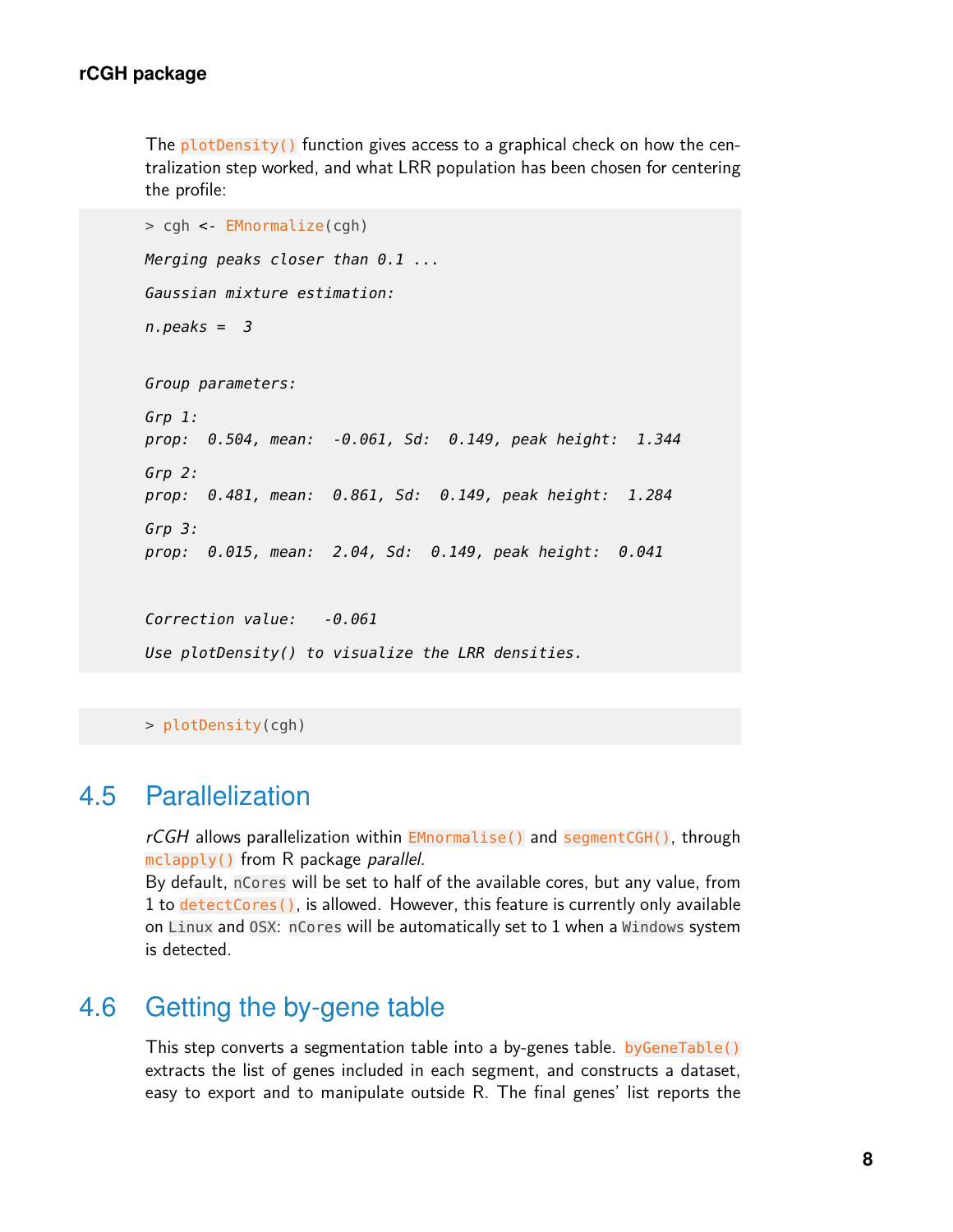The `plotDensity()` function gives access to a graphical check on how the centralization step worked, and what LRR population has been chosen for centering the profile:

```
> cgh <- EMnormalize(cgh)

Merging peaks closer than 0.1 ...

Gaussian mixture estimation:

n.peaks =  3


Group parameters:

Grp 1:
prop:  0.504, mean:  -0.061, Sd:  0.149, peak height:  1.344

Grp 2:
prop:  0.481, mean:  0.861, Sd:  0.149, peak height:  1.284

Grp 3:
prop:  0.015, mean:  2.04, Sd:  0.149, peak height:  0.041


Correction value:   -0.061

Use plotDensity() to visualize the LRR densities.
```

```
> plotDensity(cgh)
```

## 4.5 Parallelization

*rCGH* allows parallelization within `EMnormalise()` and `segmentCGH()`, through `mclapply()` from R package *parallel*.
By default, `nCores` will be set to half of the available cores, but any value, from 1 to `detectCores()`, is allowed. However, this feature is currently only available on `Linux` and `OSX`: `nCores` will be automatically set to 1 when a `Windows` system is detected.

## 4.6 Getting the by-gene table

This step converts a segmentation table into a by-genes table. `byGeneTable()` extracts the list of genes included in each segment, and constructs a dataset, easy to export and to manipulate outside R. The final genes' list reports the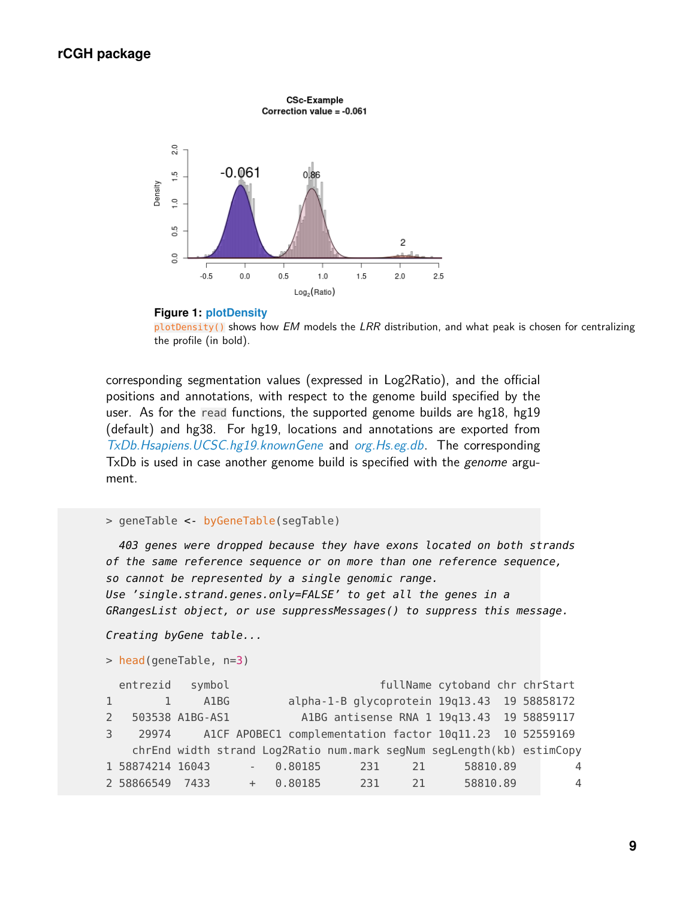**Figure 1: plotDensity**
`plotDensity()` shows how *EM* models the *LRR* distribution, and what peak is chosen for centralizing the profile (in bold).

corresponding segmentation values (expressed in Log2Ratio), and the official positions and annotations, with respect to the genome build specified by the user. As for the `read` functions, the supported genome builds are hg18, hg19 (default) and hg38. For hg19, locations and annotations are exported from *TxDb.Hsapiens.UCSC.hg19.knownGene* and *org.Hs.eg.db*. The corresponding TxDb is used in case another genome build is specified with the *genome* argument.

```
> geneTable <- byGeneTable(segTable)

  403 genes were dropped because they have exons located on both strands
of the same reference sequence or on more than one reference sequence,
so cannot be represented by a single genomic range.
Use 'single.strand.genes.only=FALSE' to get all the genes in a
GRangesList object, or use suppressMessages() to suppress this message.

Creating byGene table...

> head(geneTable, n=3)

  entrezid   symbol                          fullName cytoband chr chrStart
1        1     A1BG            alpha-1-B glycoprotein 19q13.43  19 58858172
2   503538 A1BG-AS1              A1BG antisense RNA 1 19q13.43  19 58859117
3    29974     A1CF APOBEC1 complementation factor 10q11.23  10 52559169
    chrEnd width strand Log2Ratio num.mark segNum segLength(kb) estimCopy
1 58874214 16043      -   0.80185      231     21      58810.89         4
2 58866549  7433      +   0.80185      231     21      58810.89         4
```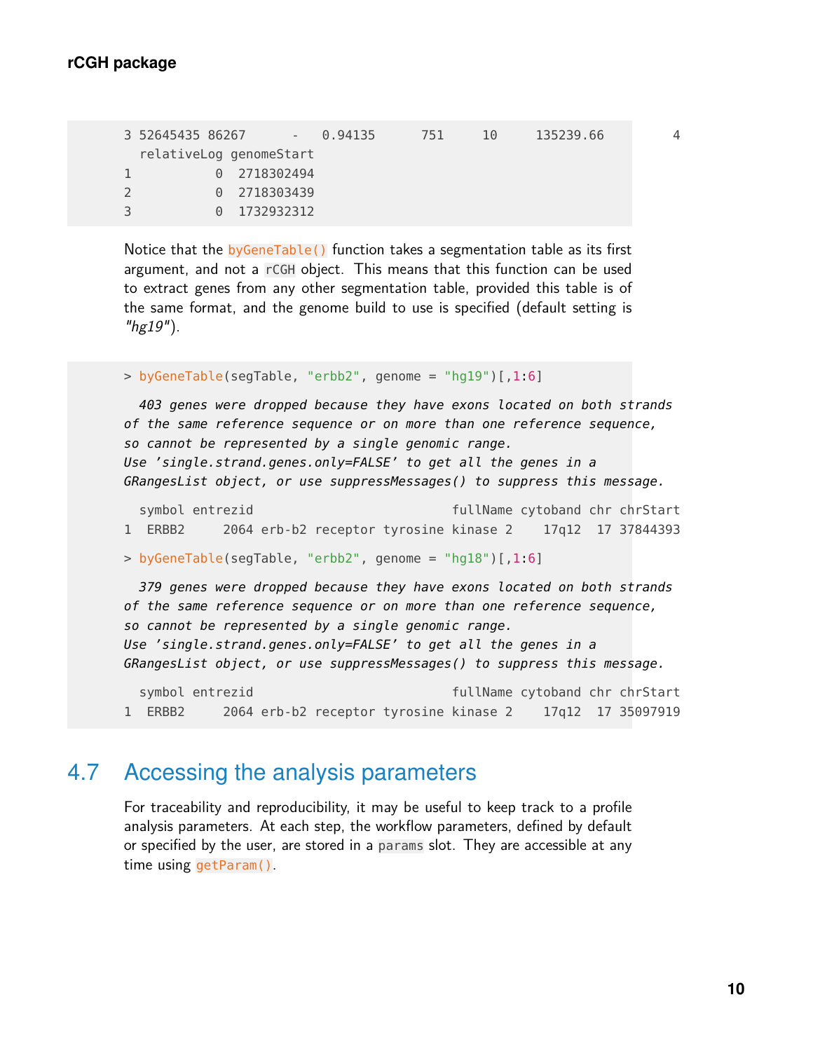```
3 52645435 86267      -    0.94135      751      10     135239.66          4
  relativeLog genomeStart
1           0  2718302494
2           0  2718303439
3           0  1732932312
```

Notice that the `byGeneTable()` function takes a segmentation table as its first argument, and not a `rCGH` object. This means that this function can be used to extract genes from any other segmentation table, provided this table is of the same format, and the genome build to use is specified (default setting is *"hg19"*).

```
> byGeneTable(segTable, "erbb2", genome = "hg19")[,1:6]

  403 genes were dropped because they have exons located on both strands
of the same reference sequence or on more than one reference sequence,
so cannot be represented by a single genomic range.
Use 'single.strand.genes.only=FALSE' to get all the genes in a
GRangesList object, or use suppressMessages() to suppress this message.

  symbol entrezid                          fullName cytoband chr chrStart
1  ERBB2     2064 erb-b2 receptor tyrosine kinase 2    17q12  17 37844393

> byGeneTable(segTable, "erbb2", genome = "hg18")[,1:6]

  379 genes were dropped because they have exons located on both strands
of the same reference sequence or on more than one reference sequence,
so cannot be represented by a single genomic range.
Use 'single.strand.genes.only=FALSE' to get all the genes in a
GRangesList object, or use suppressMessages() to suppress this message.

  symbol entrezid                          fullName cytoband chr chrStart
1  ERBB2     2064 erb-b2 receptor tyrosine kinase 2    17q12  17 35097919
```

## 4.7 Accessing the analysis parameters

For traceability and reproducibility, it may be useful to keep track to a profile analysis parameters. At each step, the workflow parameters, defined by default or specified by the user, are stored in a `params` slot. They are accessible at any time using `getParam()`.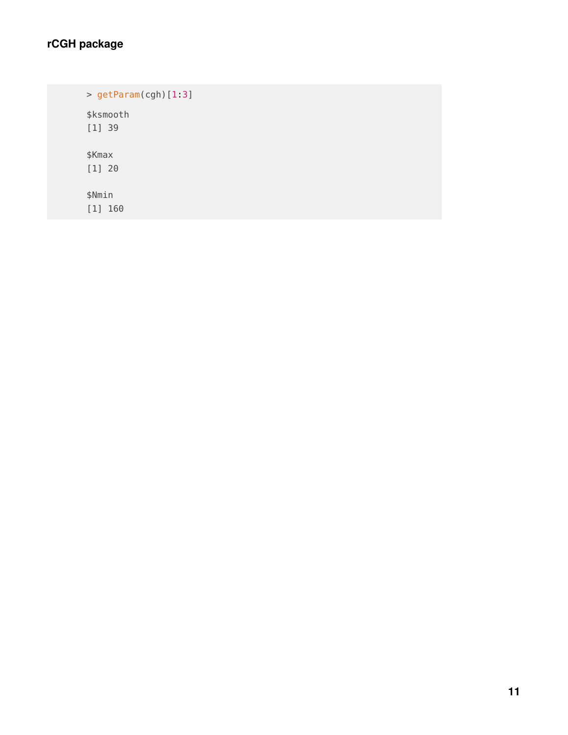```
> getParam(cgh)[1:3]

$ksmooth
[1] 39

$Kmax
[1] 20

$Nmin
[1] 160
```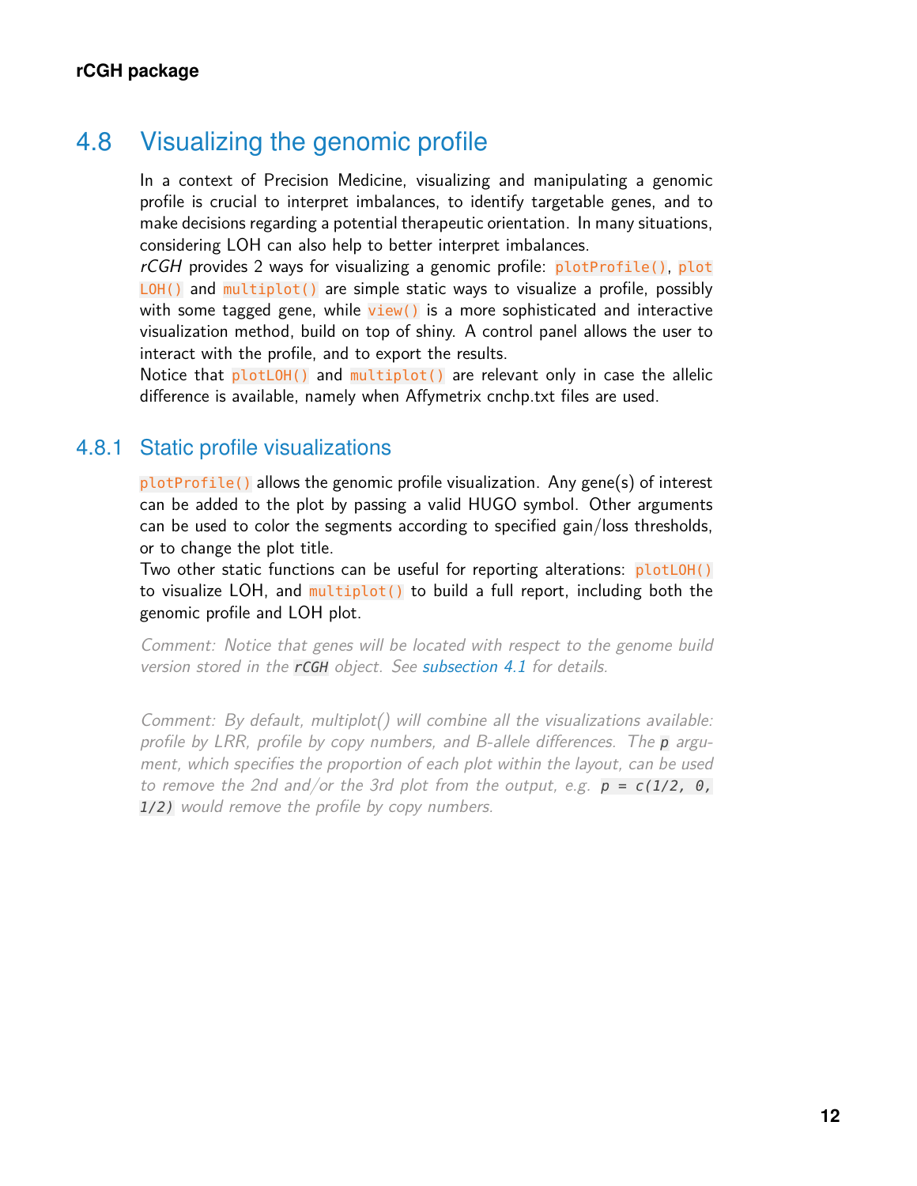## 4.8 Visualizing the genomic profile

In a context of Precision Medicine, visualizing and manipulating a genomic profile is crucial to interpret imbalances, to identify targetable genes, and to make decisions regarding a potential therapeutic orientation. In many situations, considering LOH can also help to better interpret imbalances.

*rCGH* provides 2 ways for visualizing a genomic profile: `plotProfile()`, `plotLOH()` and `multiplot()` are simple static ways to visualize a profile, possibly with some tagged gene, while `view()` is a more sophisticated and interactive visualization method, build on top of shiny. A control panel allows the user to interact with the profile, and to export the results.

Notice that `plotLOH()` and `multiplot()` are relevant only in case the allelic difference is available, namely when Affymetrix cnchp.txt files are used.

### 4.8.1 Static profile visualizations

`plotProfile()` allows the genomic profile visualization. Any gene(s) of interest can be added to the plot by passing a valid HUGO symbol. Other arguments can be used to color the segments according to specified gain/loss thresholds, or to change the plot title.

Two other static functions can be useful for reporting alterations: `plotLOH()` to visualize LOH, and `multiplot()` to build a full report, including both the genomic profile and LOH plot.

*Comment: Notice that genes will be located with respect to the genome build version stored in the `rCGH` object. See subsection 4.1 for details.*

*Comment: By default, multiplot() will combine all the visualizations available: profile by LRR, profile by copy numbers, and B-allele differences. The `p` argument, which specifies the proportion of each plot within the layout, can be used to remove the 2nd and/or the 3rd plot from the output, e.g. `p = c(1/2, 0, 1/2)` would remove the profile by copy numbers.*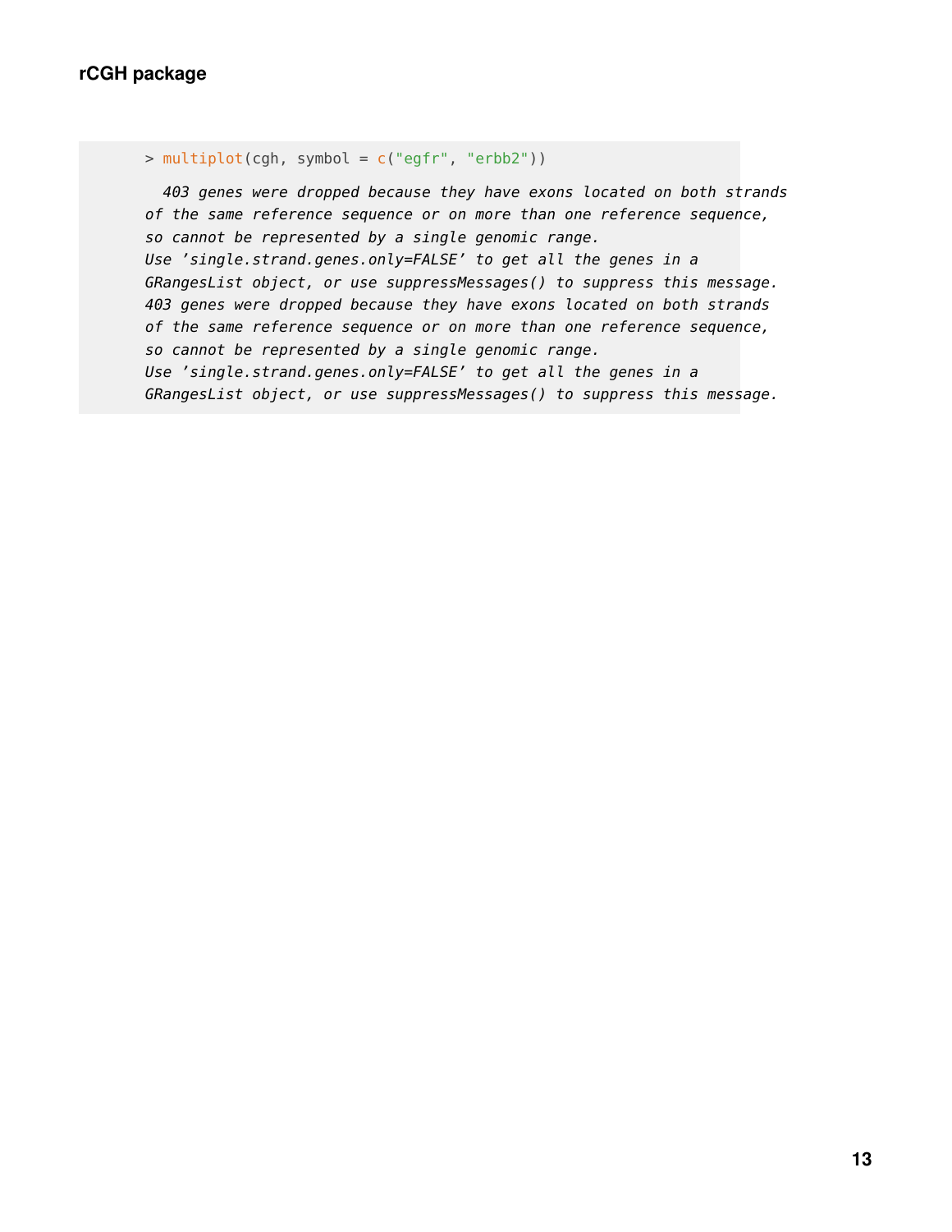```
> multiplot(cgh, symbol = c("egfr", "erbb2"))

  403 genes were dropped because they have exons located on both strands
of the same reference sequence or on more than one reference sequence,
so cannot be represented by a single genomic range.
Use 'single.strand.genes.only=FALSE' to get all the genes in a
GRangesList object, or use suppressMessages() to suppress this message.
403 genes were dropped because they have exons located on both strands
of the same reference sequence or on more than one reference sequence,
so cannot be represented by a single genomic range.
Use 'single.strand.genes.only=FALSE' to get all the genes in a
GRangesList object, or use suppressMessages() to suppress this message.
```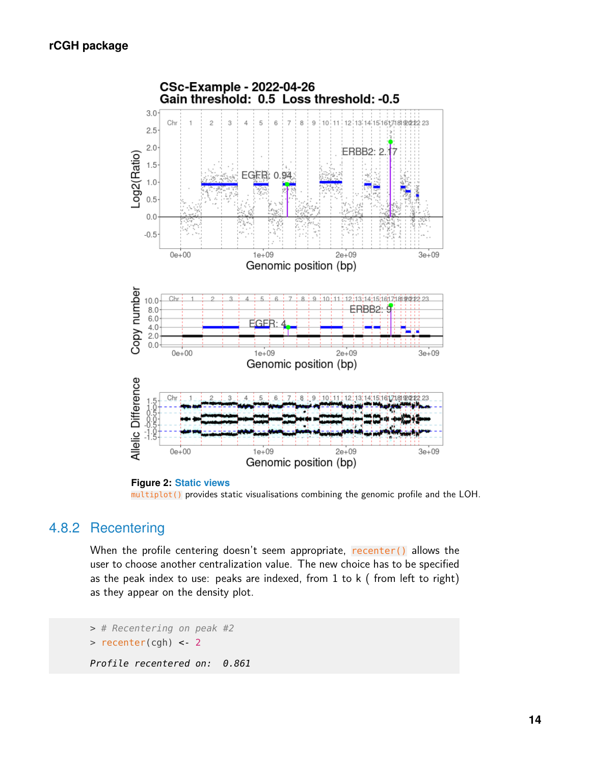**Figure 2: Static views**
`multiplot()` provides static visualisations combining the genomic profile and the LOH.

## 4.8.2 Recentering

When the profile centering doesn't seem appropriate, `recenter()` allows the user to choose another centralization value. The new choice has to be specified as the peak index to use: peaks are indexed, from 1 to k ( from left to right) as they appear on the density plot.

```
> # Recentering on peak #2
> recenter(cgh) <- 2

Profile recentered on:  0.861
```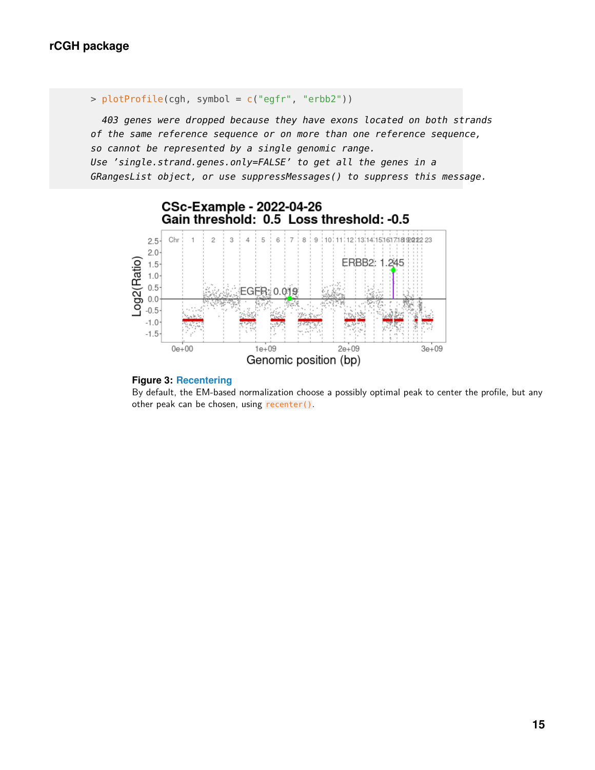```
> plotProfile(cgh, symbol = c("egfr", "erbb2"))

  403 genes were dropped because they have exons located on both strands
of the same reference sequence or on more than one reference sequence,
so cannot be represented by a single genomic range.
Use 'single.strand.genes.only=FALSE' to get all the genes in a
GRangesList object, or use suppressMessages() to suppress this message.
```

**Figure 3: Recentering**
By default, the EM-based normalization choose a possibly optimal peak to center the profile, but any other peak can be chosen, using `recenter()`.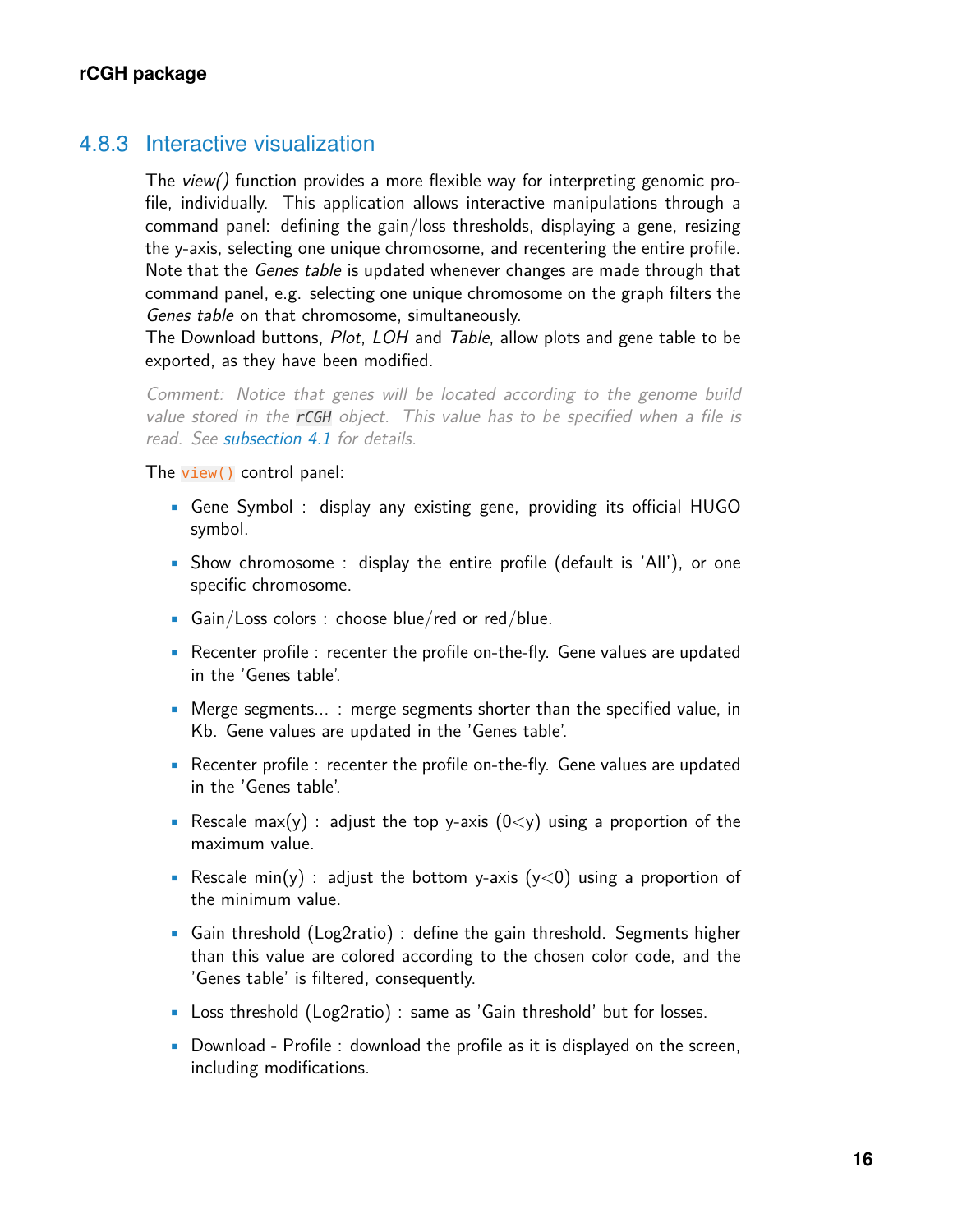### 4.8.3 Interactive visualization

The *view()* function provides a more flexible way for interpreting genomic profile, individually. This application allows interactive manipulations through a command panel: defining the gain/loss thresholds, displaying a gene, resizing the y-axis, selecting one unique chromosome, and recentering the entire profile. Note that the *Genes table* is updated whenever changes are made through that command panel, e.g. selecting one unique chromosome on the graph filters the *Genes table* on that chromosome, simultaneously.
The Download buttons, *Plot*, *LOH* and *Table*, allow plots and gene table to be exported, as they have been modified.

*Comment: Notice that genes will be located according to the genome build value stored in the `rCGH` object. This value has to be specified when a file is read. See subsection 4.1 for details.*

The `view()` control panel:

- Gene Symbol : display any existing gene, providing its official HUGO symbol.
- Show chromosome : display the entire profile (default is 'All'), or one specific chromosome.
- Gain/Loss colors : choose blue/red or red/blue.
- Recenter profile : recenter the profile on-the-fly. Gene values are updated in the 'Genes table'.
- Merge segments... : merge segments shorter than the specified value, in Kb. Gene values are updated in the 'Genes table'.
- Recenter profile : recenter the profile on-the-fly. Gene values are updated in the 'Genes table'.
- Rescale max(y) : adjust the top y-axis ($0<y$) using a proportion of the maximum value.
- Rescale min(y) : adjust the bottom y-axis ($y<0$) using a proportion of the minimum value.
- Gain threshold (Log2ratio) : define the gain threshold. Segments higher than this value are colored according to the chosen color code, and the 'Genes table' is filtered, consequently.
- Loss threshold (Log2ratio) : same as 'Gain threshold' but for losses.
- Download - Profile : download the profile as it is displayed on the screen, including modifications.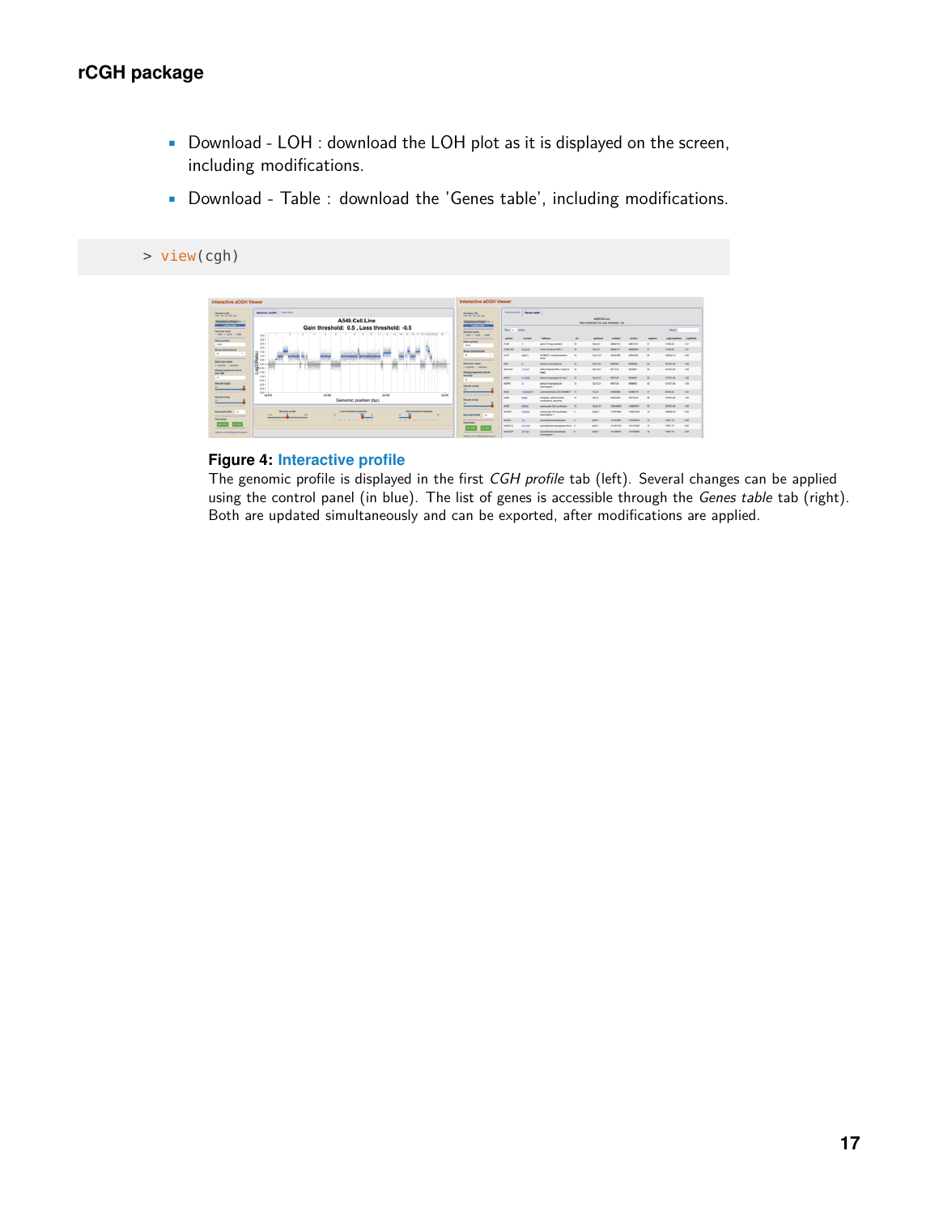- Download - LOH : download the LOH plot as it is displayed on the screen, including modifications.
- Download - Table : download the 'Genes table', including modifications.

```
> view(cgh)
```

**Figure 4: Interactive profile**
The genomic profile is displayed in the first *CGH profile* tab (left). Several changes can be applied using the control panel (in blue). The list of genes is accessible through the *Genes table* tab (right). Both are updated simultaneously and can be exported, after modifications are applied.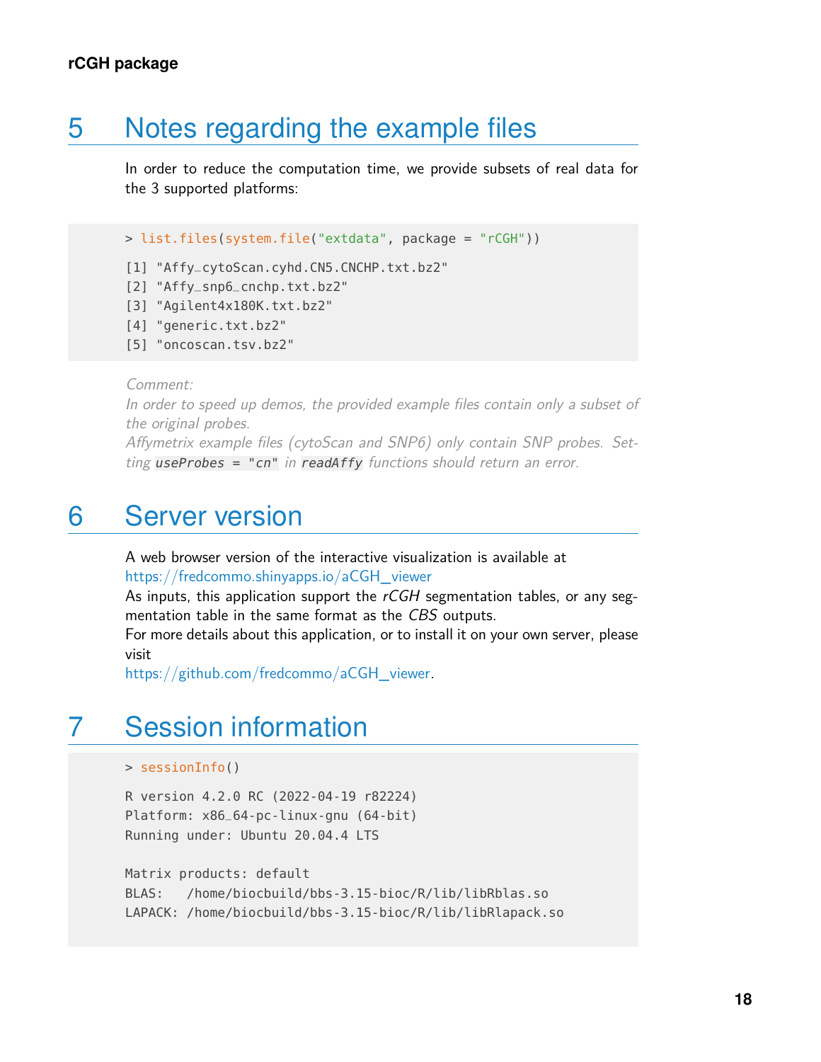# 5 Notes regarding the example files

In order to reduce the computation time, we provide subsets of real data for the 3 supported platforms:

```
> list.files(system.file("extdata", package = "rCGH"))

[1] "Affy_cytoScan.cyhd.CN5.CNCHP.txt.bz2"
[2] "Affy_snp6_cnchp.txt.bz2"
[3] "Agilent4x180K.txt.bz2"
[4] "generic.txt.bz2"
[5] "oncoscan.tsv.bz2"
```

*Comment:*
*In order to speed up demos, the provided example files contain only a subset of the original probes.*
*Affymetrix example files (cytoScan and SNP6) only contain SNP probes. Setting `useProbes = "cn"` in `readAffy` functions should return an error.*

# 6 Server version

A web browser version of the interactive visualization is available at
https://fredcommo.shinyapps.io/aCGH_viewer
As inputs, this application support the *rCGH* segmentation tables, or any segmentation table in the same format as the *CBS* outputs.
For more details about this application, or to install it on your own server, please visit
https://github.com/fredcommo/aCGH_viewer.

# 7 Session information

```
> sessionInfo()

R version 4.2.0 RC (2022-04-19 r82224)
Platform: x86_64-pc-linux-gnu (64-bit)
Running under: Ubuntu 20.04.4 LTS

Matrix products: default
BLAS:   /home/biocbuild/bbs-3.15-bioc/R/lib/libRblas.so
LAPACK: /home/biocbuild/bbs-3.15-bioc/R/lib/libRlapack.so
```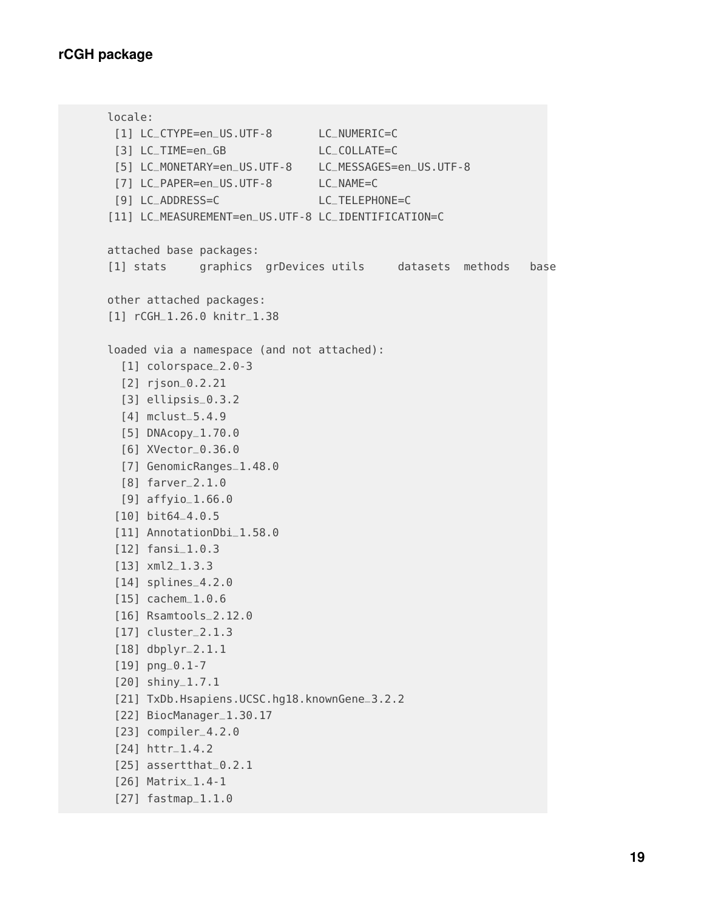```
locale:
 [1] LC_CTYPE=en_US.UTF-8       LC_NUMERIC=C
 [3] LC_TIME=en_GB              LC_COLLATE=C
 [5] LC_MONETARY=en_US.UTF-8    LC_MESSAGES=en_US.UTF-8
 [7] LC_PAPER=en_US.UTF-8       LC_NAME=C
 [9] LC_ADDRESS=C               LC_TELEPHONE=C
[11] LC_MEASUREMENT=en_US.UTF-8 LC_IDENTIFICATION=C

attached base packages:
[1] stats     graphics  grDevices utils     datasets  methods   base

other attached packages:
[1] rCGH_1.26.0 knitr_1.38

loaded via a namespace (and not attached):
  [1] colorspace_2.0-3
  [2] rjson_0.2.21
  [3] ellipsis_0.3.2
  [4] mclust_5.4.9
  [5] DNAcopy_1.70.0
  [6] XVector_0.36.0
  [7] GenomicRanges_1.48.0
  [8] farver_2.1.0
  [9] affyio_1.66.0
 [10] bit64_4.0.5
 [11] AnnotationDbi_1.58.0
 [12] fansi_1.0.3
 [13] xml2_1.3.3
 [14] splines_4.2.0
 [15] cachem_1.0.6
 [16] Rsamtools_2.12.0
 [17] cluster_2.1.3
 [18] dbplyr_2.1.1
 [19] png_0.1-7
 [20] shiny_1.7.1
 [21] TxDb.Hsapiens.UCSC.hg18.knownGene_3.2.2
 [22] BiocManager_1.30.17
 [23] compiler_4.2.0
 [24] httr_1.4.2
 [25] assertthat_0.2.1
 [26] Matrix_1.4-1
 [27] fastmap_1.1.0
```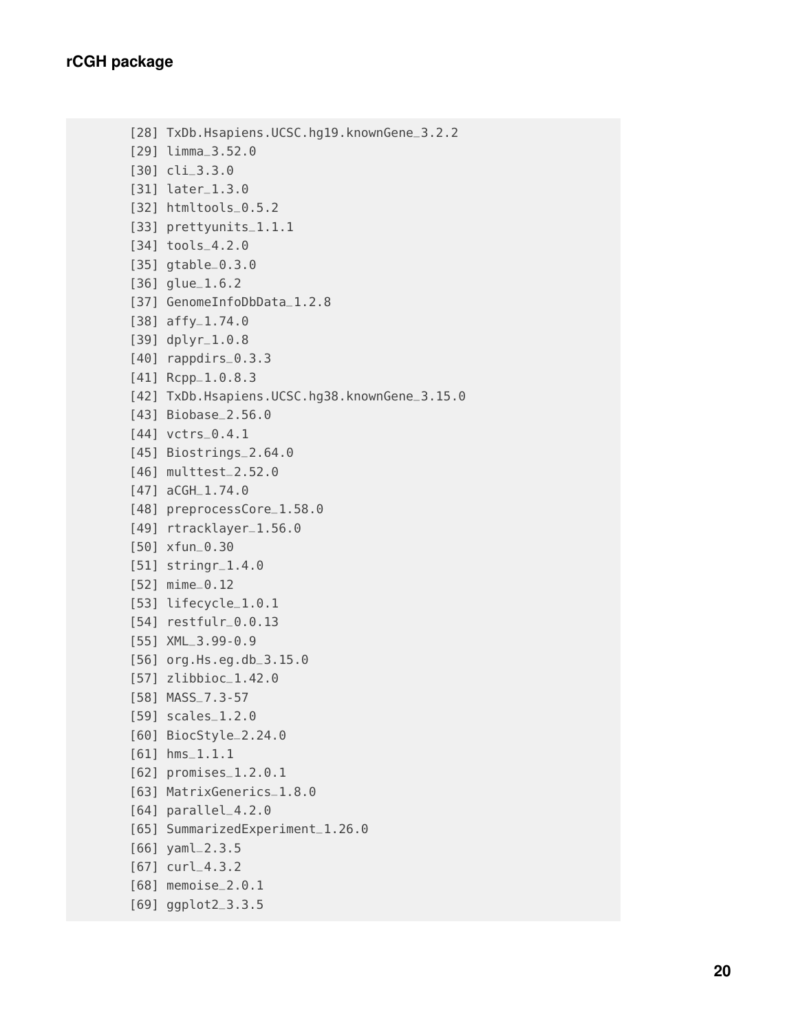```
[28] TxDb.Hsapiens.UCSC.hg19.knownGene_3.2.2
[29] limma_3.52.0
[30] cli_3.3.0
[31] later_1.3.0
[32] htmltools_0.5.2
[33] prettyunits_1.1.1
[34] tools_4.2.0
[35] gtable_0.3.0
[36] glue_1.6.2
[37] GenomeInfoDbData_1.2.8
[38] affy_1.74.0
[39] dplyr_1.0.8
[40] rappdirs_0.3.3
[41] Rcpp_1.0.8.3
[42] TxDb.Hsapiens.UCSC.hg38.knownGene_3.15.0
[43] Biobase_2.56.0
[44] vctrs_0.4.1
[45] Biostrings_2.64.0
[46] multtest_2.52.0
[47] aCGH_1.74.0
[48] preprocessCore_1.58.0
[49] rtracklayer_1.56.0
[50] xfun_0.30
[51] stringr_1.4.0
[52] mime_0.12
[53] lifecycle_1.0.1
[54] restfulr_0.0.13
[55] XML_3.99-0.9
[56] org.Hs.eg.db_3.15.0
[57] zlibbioc_1.42.0
[58] MASS_7.3-57
[59] scales_1.2.0
[60] BiocStyle_2.24.0
[61] hms_1.1.1
[62] promises_1.2.0.1
[63] MatrixGenerics_1.8.0
[64] parallel_4.2.0
[65] SummarizedExperiment_1.26.0
[66] yaml_2.3.5
[67] curl_4.3.2
[68] memoise_2.0.1
[69] ggplot2_3.3.5
```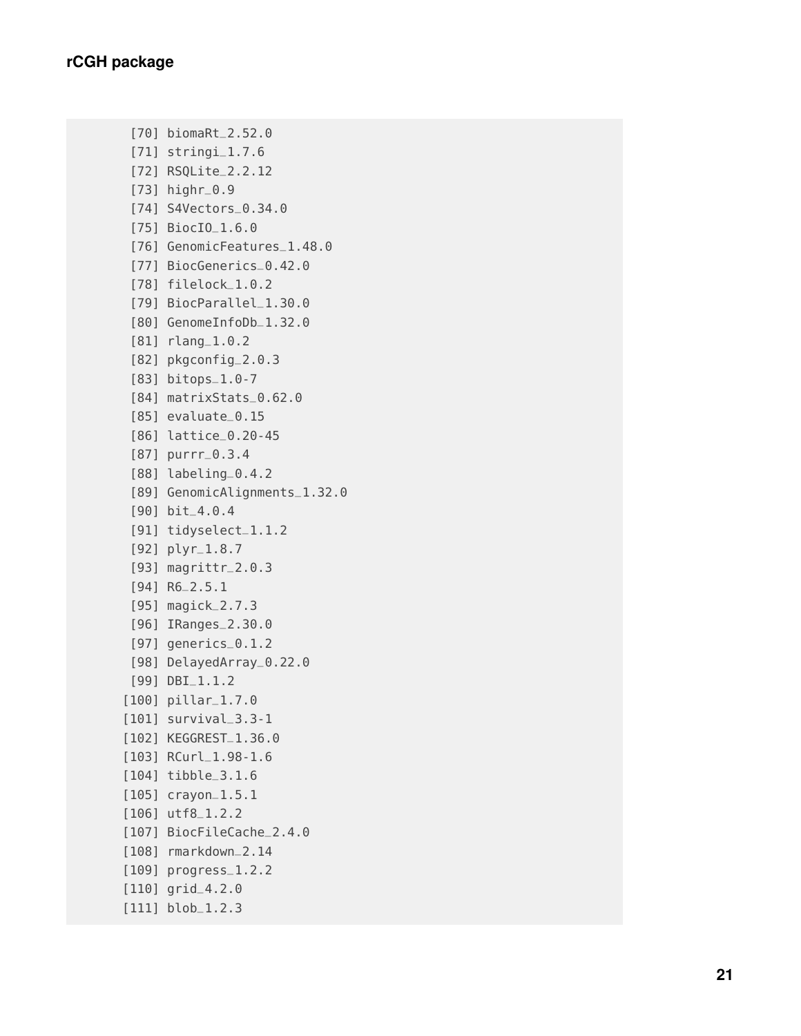```
 [70] biomaRt_2.52.0
 [71] stringi_1.7.6
 [72] RSQLite_2.2.12
 [73] highr_0.9
 [74] S4Vectors_0.34.0
 [75] BiocIO_1.6.0
 [76] GenomicFeatures_1.48.0
 [77] BiocGenerics_0.42.0
 [78] filelock_1.0.2
 [79] BiocParallel_1.30.0
 [80] GenomeInfoDb_1.32.0
 [81] rlang_1.0.2
 [82] pkgconfig_2.0.3
 [83] bitops_1.0-7
 [84] matrixStats_0.62.0
 [85] evaluate_0.15
 [86] lattice_0.20-45
 [87] purrr_0.3.4
 [88] labeling_0.4.2
 [89] GenomicAlignments_1.32.0
 [90] bit_4.0.4
 [91] tidyselect_1.1.2
 [92] plyr_1.8.7
 [93] magrittr_2.0.3
 [94] R6_2.5.1
 [95] magick_2.7.3
 [96] IRanges_2.30.0
 [97] generics_0.1.2
 [98] DelayedArray_0.22.0
 [99] DBI_1.1.2
[100] pillar_1.7.0
[101] survival_3.3-1
[102] KEGGREST_1.36.0
[103] RCurl_1.98-1.6
[104] tibble_3.1.6
[105] crayon_1.5.1
[106] utf8_1.2.2
[107] BiocFileCache_2.4.0
[108] rmarkdown_2.14
[109] progress_1.2.2
[110] grid_4.2.0
[111] blob_1.2.3
```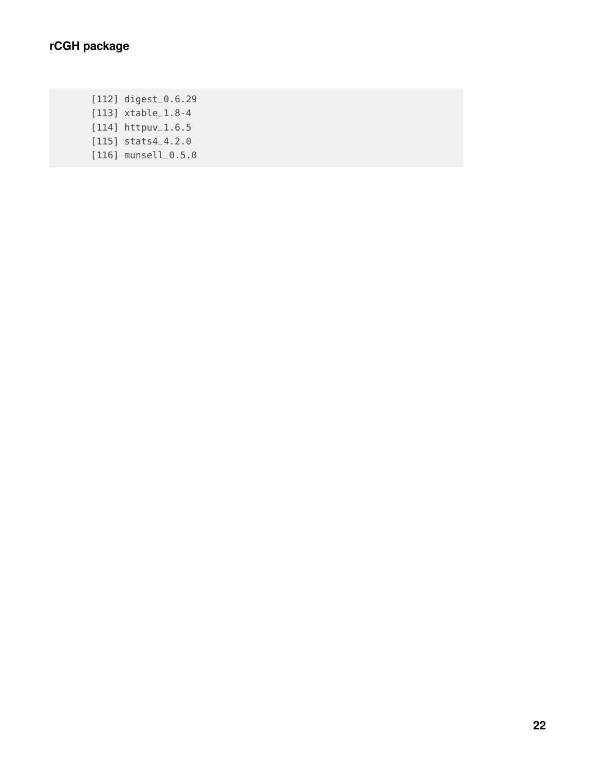```
[112] digest_0.6.29
[113] xtable_1.8-4
[114] httpuv_1.6.5
[115] stats4_4.2.0
[116] munsell_0.5.0
```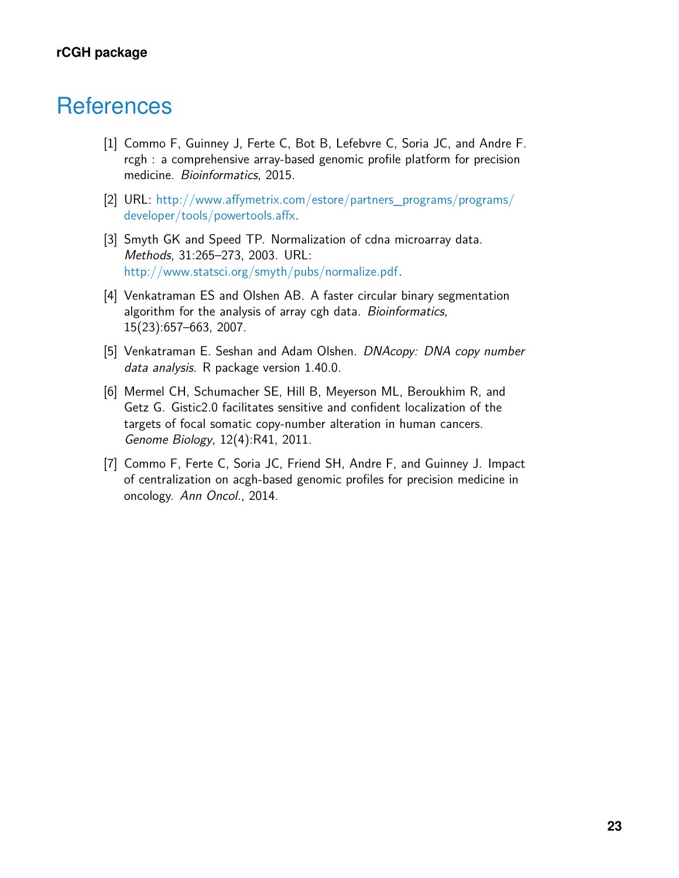# References

[1] Commo F, Guinney J, Ferte C, Bot B, Lefebvre C, Soria JC, and Andre F. rcgh : a comprehensive array-based genomic profile platform for precision medicine. *Bioinformatics*, 2015.

[2] URL: http://www.affymetrix.com/estore/partners_programs/programs/developer/tools/powertools.affx.

[3] Smyth GK and Speed TP. Normalization of cdna microarray data. *Methods*, 31:265–273, 2003. URL: http://www.statsci.org/smyth/pubs/normalize.pdf.

[4] Venkatraman ES and Olshen AB. A faster circular binary segmentation algorithm for the analysis of array cgh data. *Bioinformatics*, 15(23):657–663, 2007.

[5] Venkatraman E. Seshan and Adam Olshen. *DNAcopy: DNA copy number data analysis*. R package version 1.40.0.

[6] Mermel CH, Schumacher SE, Hill B, Meyerson ML, Beroukhim R, and Getz G. Gistic2.0 facilitates sensitive and confident localization of the targets of focal somatic copy-number alteration in human cancers. *Genome Biology*, 12(4):R41, 2011.

[7] Commo F, Ferte C, Soria JC, Friend SH, Andre F, and Guinney J. Impact of centralization on acgh-based genomic profiles for precision medicine in oncology. *Ann Oncol.*, 2014.